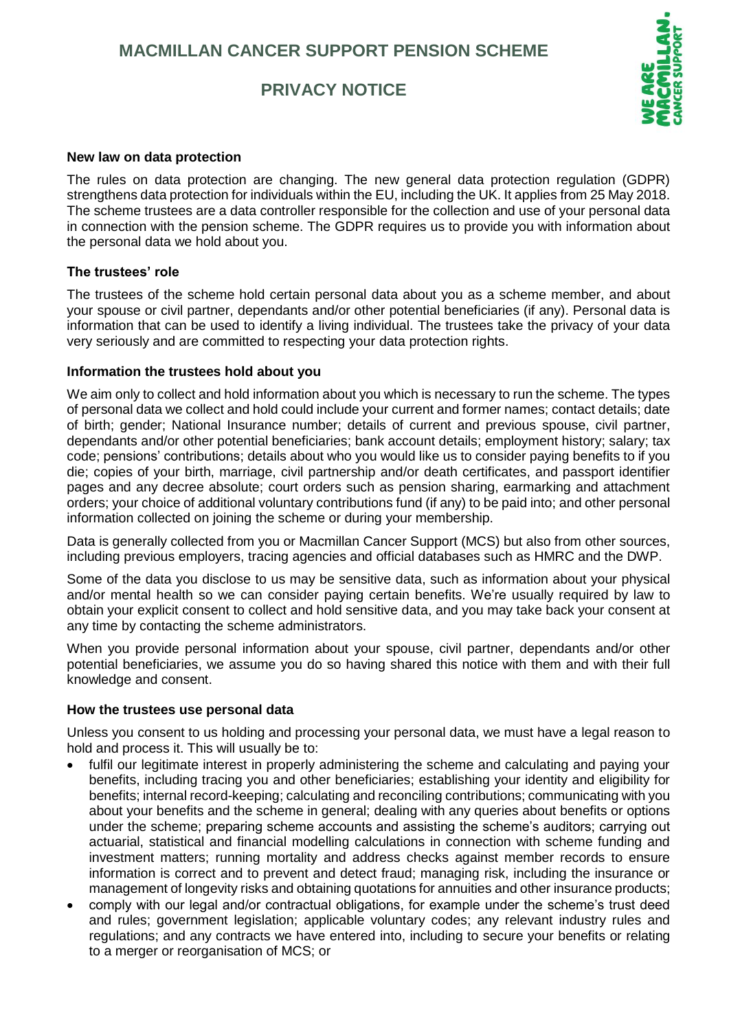# MACMILLAN CANCER SUPPORT PENSION SCHEME

## PRIVACY NOTICE

**New law on data protection**

The rules on data protection are changing. The new general data protection regulation (GDPR) strengthens data protection for individuals within the EU, including the UK. It applies from 25 May 2018. The scheme trustees are a data controller responsible for the collection and use of your personal data in connection with the pension scheme. The GDPR requires us to provide you with information about the personal data we hold about you.

**The trustees' role**

The trustees of the scheme hold certain personal data about you as a scheme member, and about your spouse or civil partner, dependants and/or other potential beneficiaries (if any). Personal data is information that can be used to identify a living individual. The trustees take the privacy of your data very seriously and are committed to respecting your data protection rights.

**Information the trustees hold about you**

We aim only to collect and hold information about you which is necessary to run the scheme. The types of personal data we collect and hold could include your current and former names; contact details; date of birth; gender; National Insurance number; details of current and previous spouse, civil partner, dependants and/or other potential beneficiaries; bank account details; employment history; salary; tax code; pensions' contributions; details about who you would like us to consider paying benefits to if you die; copies of your birth, marriage, civil partnership and/or death certificates, and passport identifier pages and any decree absolute; court orders such as pension sharing, earmarking and attachment orders; your choice of additional voluntary contributions fund (if any) to be paid into; and other personal information collected on joining the scheme or during your membership.

Data is generally collected from you or Macmillan Cancer Support (MCS) but also from other sources, including previous employers, tracing agencies and official databases such as HMRC and the DWP.

Some of the data you disclose to us may be sensitive data, such as information about your physical and/or mental health so we can consider paying certain benefits. We're usually required by law to obtain your explicit consent to collect and hold sensitive data, and you may take back your consent at any time by contacting the scheme administrators.

When you provide personal information about your spouse, civil partner, dependants and/or other potential beneficiaries, we assume you do so having shared this notice with them and with their full knowledge and consent.

**How the trustees use personal data**

Unless you consent to us holding and processing your personal data, we must have a legal reason to hold and process it. This will usually be to:

- fulfil our legitimate interest in properly administering the scheme and calculating and paying your benefits, including tracing you and other beneficiaries; establishing your identity and eligibility for benefits; internal record-keeping; calculating and reconciling contributions; communicating with you about your benefits and the scheme in general; dealing with any queries about benefits or options under the scheme; preparing scheme accounts and assisting the scheme's auditors; carrying out actuarial, statistical and financial modelling calculations in connection with scheme funding and investment matters; running mortality and address checks against member records to ensure information is correct and to prevent and detect fraud; managing risk, including the insurance or management of longevity risks and obtaining quotations for annuities and other insurance products;
- comply with our legal and/or contractual obligations, for example under the scheme's trust deed and rules; government legislation; applicable voluntary codes; any relevant industry rules and regulations; and any contracts we have entered into, including to secure your benefits or relating to a merger or reorganisation of MCS; or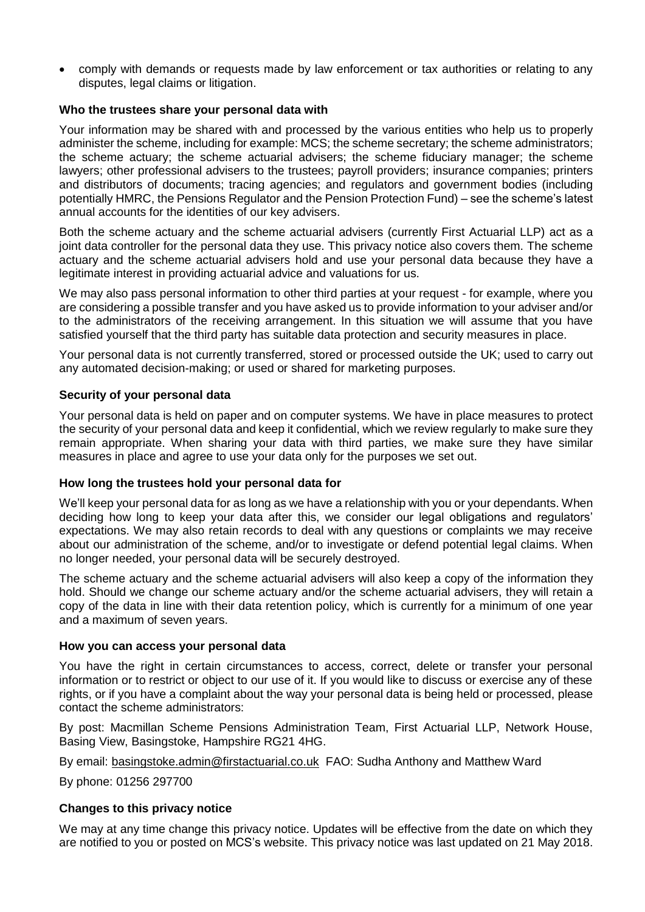- comply with demands or requests made by law enforcement or tax authorities or relating to any disputes, legal claims or litigation.

**Who the trustees share your personal data with**

Your information may be shared with and processed by the various entities who help us to properly administer the scheme, including for example: MCS; the scheme secretary; the scheme administrators; the scheme actuary; the scheme actuarial advisers; the scheme fiduciary manager; the scheme lawyers; other professional advisers to the trustees; payroll providers; insurance companies; printers and distributors of documents; tracing agencies; and regulators and government bodies (including potentially HMRC, the Pensions Regulator and the Pension Protection Fund) – see the scheme's latest annual accounts for the identities of our key advisers.

Both the scheme actuary and the scheme actuarial advisers (currently First Actuarial LLP) act as a joint data controller for the personal data they use. This privacy notice also covers them. The scheme actuary and the scheme actuarial advisers hold and use your personal data because they have a legitimate interest in providing actuarial advice and valuations for us.

We may also pass personal information to other third parties at your request - for example, where you are considering a possible transfer and you have asked us to provide information to your adviser and/or to the administrators of the receiving arrangement. In this situation we will assume that you have satisfied yourself that the third party has suitable data protection and security measures in place.

Your personal data is not currently transferred, stored or processed outside the UK; used to carry out any automated decision-making; or used or shared for marketing purposes.

**Security of your personal data**

Your personal data is held on paper and on computer systems. We have in place measures to protect the security of your personal data and keep it confidential, which we review regularly to make sure they remain appropriate. When sharing your data with third parties, we make sure they have similar measures in place and agree to use your data only for the purposes we set out.

**How long the trustees hold your personal data for**

We'll keep your personal data for as long as we have a relationship with you or your dependants. When deciding how long to keep your data after this, we consider our legal obligations and regulators' expectations. We may also retain records to deal with any questions or complaints we may receive about our administration of the scheme, and/or to investigate or defend potential legal claims. When no longer needed, your personal data will be securely destroyed.

The scheme actuary and the scheme actuarial advisers will also keep a copy of the information they hold. Should we change our scheme actuary and/or the scheme actuarial advisers, they will retain a copy of the data in line with their data retention policy, which is currently for a minimum of one year and a maximum of seven years.

**How you can access your personal data**

You have the right in certain circumstances to access, correct, delete or transfer your personal information or to restrict or object to our use of it. If you would like to discuss or exercise any of these rights, or if you have a complaint about the way your personal data is being held or processed, please contact the scheme administrators:

By post: Macmillan Scheme Pensions Administration Team, First Actuarial LLP, Network House, Basing View, Basingstoke, Hampshire RG21 4HG.

By email: basingstoke.admin@firstactuarial.co.uk FAO: Sudha Anthony and Matthew Ward

By phone: 01256 297700

**Changes to this privacy notice**

We may at any time change this privacy notice. Updates will be effective from the date on which they are notified to you or posted on MCS's website. This privacy notice was last updated on 21 May 2018.